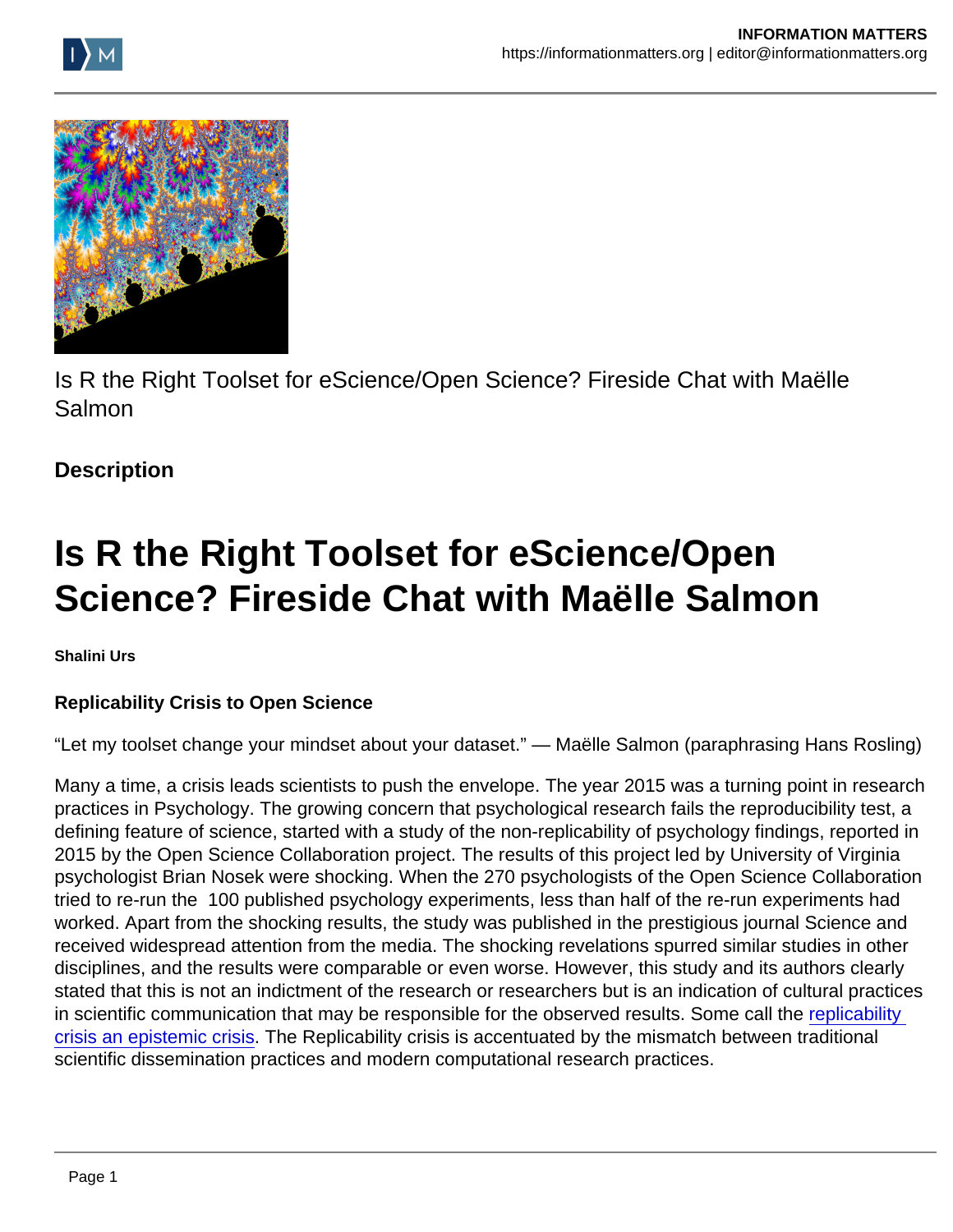Is R the Right Toolset for eScience/Open Science? Fireside Chat with Maëlle Salmon

**Description**

# Is R the Right Toolset for eScience/Open Science? Fireside Chat with Maëlle Salmon

**Shalini Urs**

**Replicability Crisis to Open Science**

"Let my toolset change your mindset about your dataset." — Maëlle Salmon (paraphrasing Hans Rosling)

Many a time, a crisis leads scientists to push the envelope. The year 2015 was a turning point in research practices in Psychology. The growing concern that psychological research fails the reproducibility test, a defining feature of science, started with a study of the non-replicability of psychology findings, reported in 2015 by the Open Science Collaboration project. The results of this project led by University of Virginia psychologist Brian Nosek were shocking. When the 270 psychologists of the Open Science Collaboration tried to re-run the 100 published psychology experiments, less than half of the re-run experiments had worked. Apart from the shocking results, the study was published in the prestigious journal Science and received widespread attention from the media. The shocking revelations spurred similar studies in other disciplines, and the results were comparable or even worse. However, this study and its authors clearly stated that this is not an indictment of the research or researchers but is an indication of cultural practices in scientific communication that may be responsible for the observed results. Some call the replicability crisis an epistemic crisis. The Replicability crisis is accentuated by the mismatch between traditional scientific dissemination practices and modern computational research practices.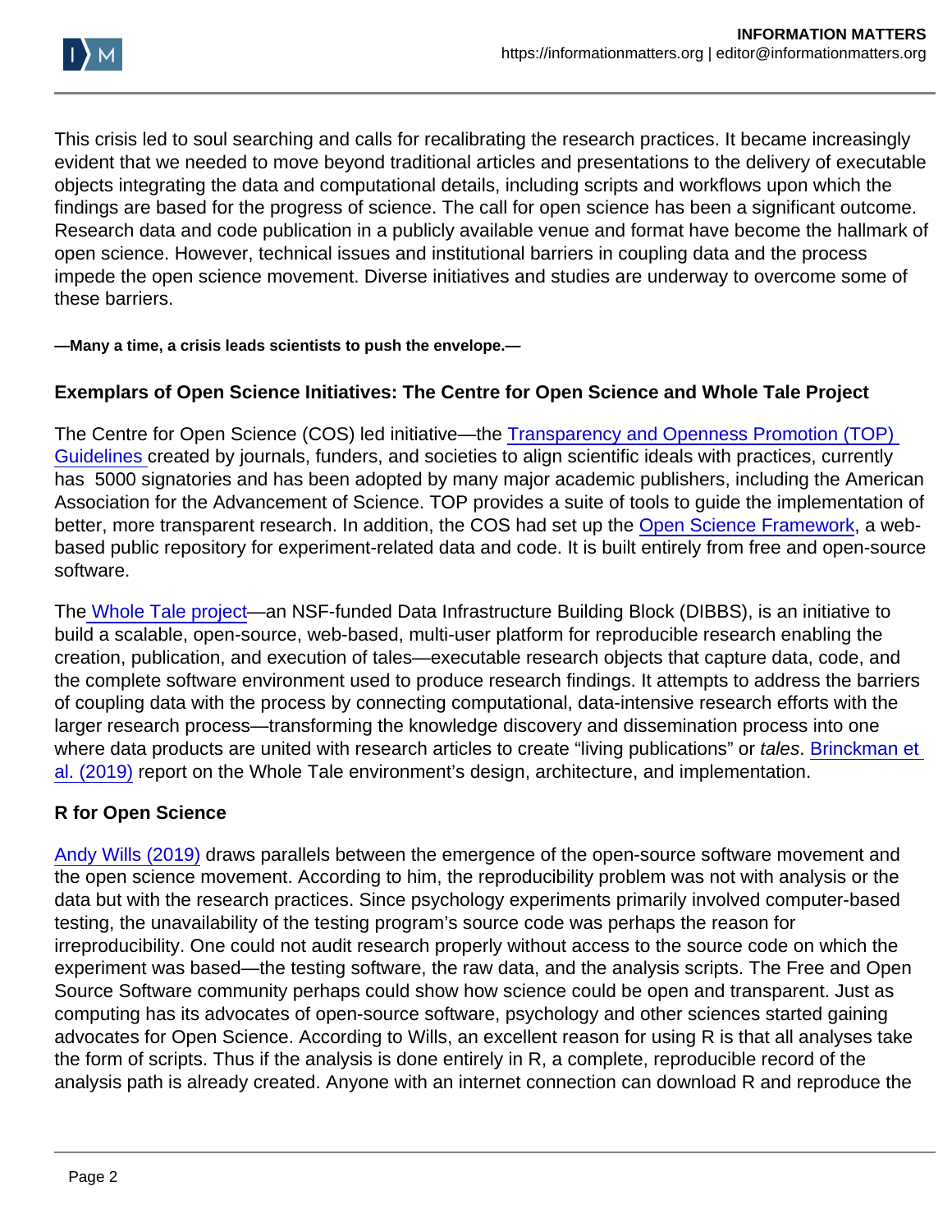This crisis led to soul searching and calls for recalibrating the research practices. It became increasingly evident that we needed to move beyond traditional articles and presentations to the delivery of executable objects integrating the data and computational details, including scripts and workflows upon which the findings are based for the progress of science. The call for open science has been a significant outcome. Research data and code publication in a publicly available venue and format have become the hallmark of open science. However, technical issues and institutional barriers in coupling data and the process impede the open science movement. Diverse initiatives and studies are underway to overcome some of these barriers.

**—Many a time, a crisis leads scientists to push the envelope.—**

### Exemplars of Open Science Initiatives: The Centre for Open Science and Whole Tale Project

The Centre for Open Science (COS) led initiative—the Transparency and Openness Promotion (TOP) Guidelines created by journals, funders, and societies to align scientific ideals with practices, currently has 5000 signatories and has been adopted by many major academic publishers, including the American Association for the Advancement of Science. TOP provides a suite of tools to guide the implementation of better, more transparent research. In addition, the COS had set up the Open Science Framework, a web-based public repository for experiment-related data and code. It is built entirely from free and open-source software.

The Whole Tale project—an NSF-funded Data Infrastructure Building Block (DIBBS), is an initiative to build a scalable, open-source, web-based, multi-user platform for reproducible research enabling the creation, publication, and execution of tales—executable research objects that capture data, code, and the complete software environment used to produce research findings. It attempts to address the barriers of coupling data with the process by connecting computational, data-intensive research efforts with the larger research process—transforming the knowledge discovery and dissemination process into one where data products are united with research articles to create "living publications" or *tales*. Brinckman et al. (2019) report on the Whole Tale environment's design, architecture, and implementation.

### R for Open Science

Andy Wills (2019) draws parallels between the emergence of the open-source software movement and the open science movement. According to him, the reproducibility problem was not with analysis or the data but with the research practices. Since psychology experiments primarily involved computer-based testing, the unavailability of the testing program's source code was perhaps the reason for irreproducibility. One could not audit research properly without access to the source code on which the experiment was based—the testing software, the raw data, and the analysis scripts. The Free and Open Source Software community perhaps could show how science could be open and transparent. Just as computing has its advocates of open-source software, psychology and other sciences started gaining advocates for Open Science. According to Wills, an excellent reason for using R is that all analyses take the form of scripts. Thus if the analysis is done entirely in R, a complete, reproducible record of the analysis path is already created. Anyone with an internet connection can download R and reproduce the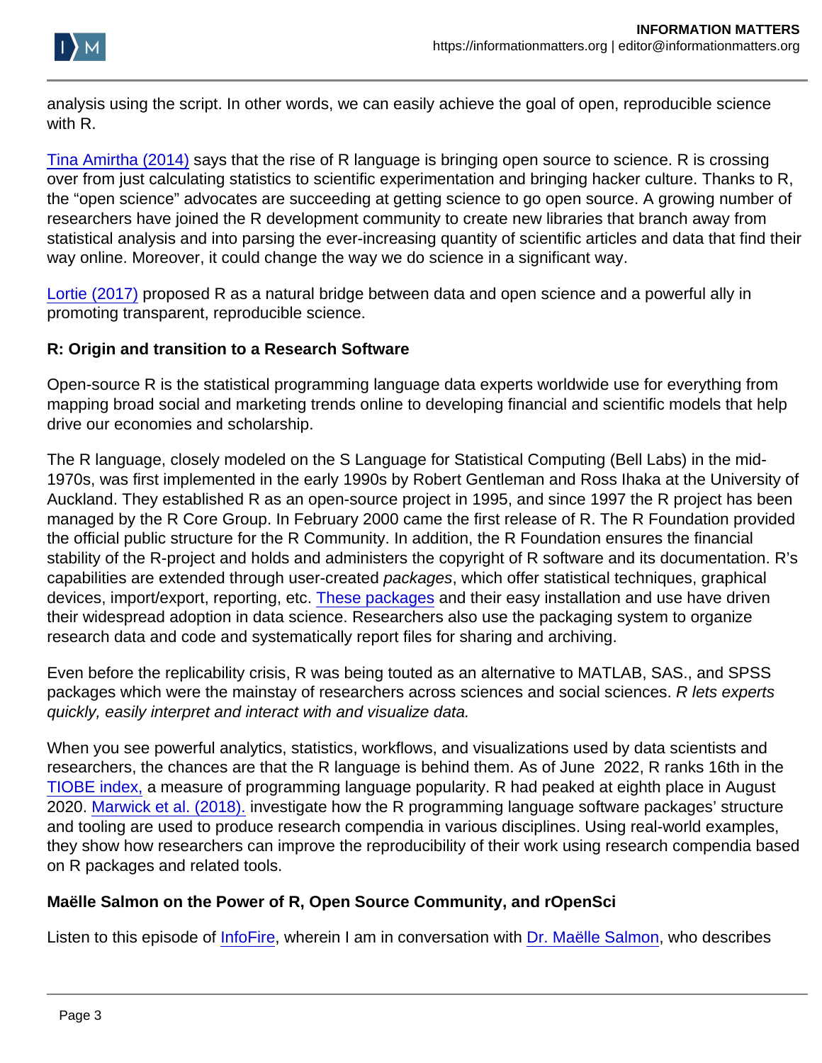analysis using the script. In other words, we can easily achieve the goal of open, reproducible science with R.

Tina Amirtha (2014) says that the rise of R language is bringing open source to science. R is crossing over from just calculating statistics to scientific experimentation and bringing hacker culture. Thanks to R, the "open science" advocates are succeeding at getting science to go open source. A growing number of researchers have joined the R development community to create new libraries that branch away from statistical analysis and into parsing the ever-increasing quantity of scientific articles and data that find their way online. Moreover, it could change the way we do science in a significant way.

Lortie (2017) proposed R as a natural bridge between data and open science and a powerful ally in promoting transparent, reproducible science.

**R: Origin and transition to a Research Software**

Open-source R is the statistical programming language data experts worldwide use for everything from mapping broad social and marketing trends online to developing financial and scientific models that help drive our economies and scholarship.

The R language, closely modeled on the S Language for Statistical Computing (Bell Labs) in the mid-1970s, was first implemented in the early 1990s by Robert Gentleman and Ross Ihaka at the University of Auckland. They established R as an open-source project in 1995, and since 1997 the R project has been managed by the R Core Group. In February 2000 came the first release of R. The R Foundation provided the official public structure for the R Community. In addition, the R Foundation ensures the financial stability of the R-project and holds and administers the copyright of R software and its documentation. R's capabilities are extended through user-created *packages*, which offer statistical techniques, graphical devices, import/export, reporting, etc. These packages and their easy installation and use have driven their widespread adoption in data science. Researchers also use the packaging system to organize research data and code and systematically report files for sharing and archiving.

Even before the replicability crisis, R was being touted as an alternative to MATLAB, SAS., and SPSS packages which were the mainstay of researchers across sciences and social sciences. *R lets experts quickly, easily interpret and interact with and visualize data.*

When you see powerful analytics, statistics, workflows, and visualizations used by data scientists and researchers, the chances are that the R language is behind them. As of June 2022, R ranks 16th in the TIOBE index, a measure of programming language popularity. R had peaked at eighth place in August 2020. Marwick et al. (2018). investigate how the R programming language software packages' structure and tooling are used to produce research compendia in various disciplines. Using real-world examples, they show how researchers can improve the reproducibility of their work using research compendia based on R packages and related tools.

**Maëlle Salmon on the Power of R, Open Source Community, and rOpenSci**

Listen to this episode of InfoFire, wherein I am in conversation with Dr. Maëlle Salmon, who describes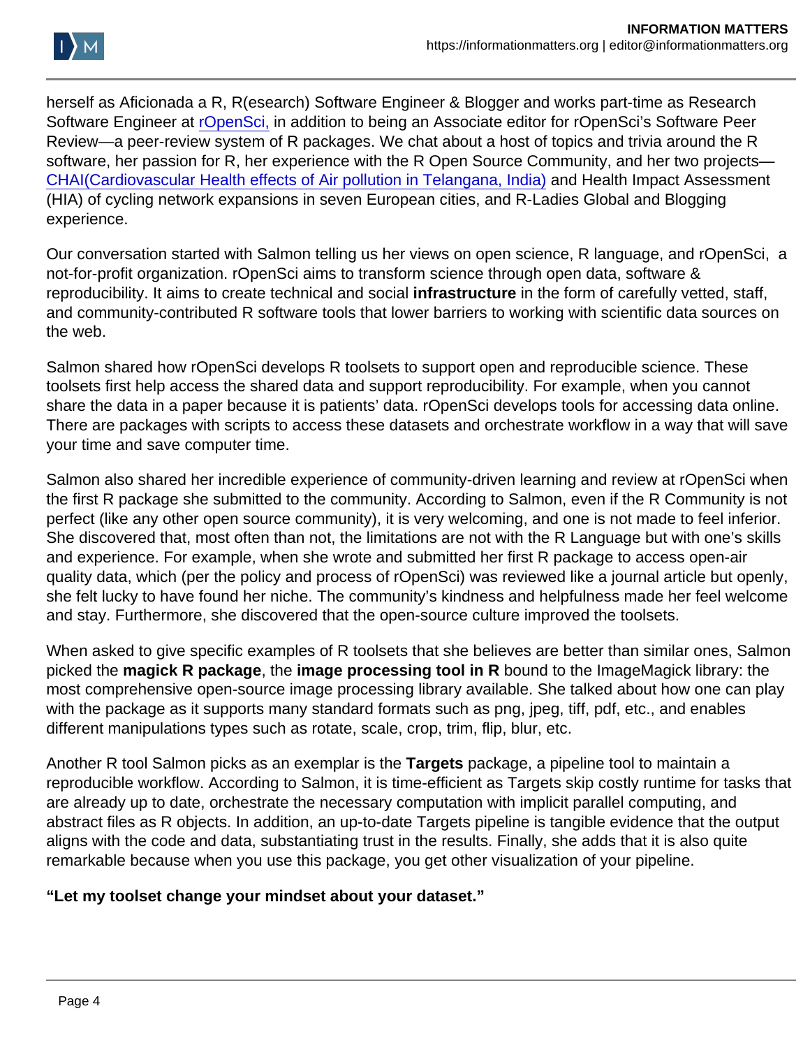herself as Aficionada a R, R(esearch) Software Engineer & Blogger and works part-time as Research Software Engineer at rOpenSci, in addition to being an Associate editor for rOpenSci's Software Peer Review—a peer-review system of R packages. We chat about a host of topics and trivia around the R software, her passion for R, her experience with the R Open Source Community, and her two projects—CHAI(Cardiovascular Health effects of Air pollution in Telangana, India) and Health Impact Assessment (HIA) of cycling network expansions in seven European cities, and R-Ladies Global and Blogging experience.

Our conversation started with Salmon telling us her views on open science, R language, and rOpenSci, a not-for-profit organization. rOpenSci aims to transform science through open data, software & reproducibility. It aims to create technical and social **infrastructure** in the form of carefully vetted, staff, and community-contributed R software tools that lower barriers to working with scientific data sources on the web.

Salmon shared how rOpenSci develops R toolsets to support open and reproducible science. These toolsets first help access the shared data and support reproducibility. For example, when you cannot share the data in a paper because it is patients' data. rOpenSci develops tools for accessing data online. There are packages with scripts to access these datasets and orchestrate workflow in a way that will save your time and save computer time.

Salmon also shared her incredible experience of community-driven learning and review at rOpenSci when the first R package she submitted to the community. According to Salmon, even if the R Community is not perfect (like any other open source community), it is very welcoming, and one is not made to feel inferior. She discovered that, most often than not, the limitations are not with the R Language but with one's skills and experience. For example, when she wrote and submitted her first R package to access open-air quality data, which (per the policy and process of rOpenSci) was reviewed like a journal article but openly, she felt lucky to have found her niche. The community's kindness and helpfulness made her feel welcome and stay. Furthermore, she discovered that the open-source culture improved the toolsets.

When asked to give specific examples of R toolsets that she believes are better than similar ones, Salmon picked the **magick R package**, the **image processing tool in R** bound to the ImageMagick library: the most comprehensive open-source image processing library available. She talked about how one can play with the package as it supports many standard formats such as png, jpeg, tiff, pdf, etc., and enables different manipulations types such as rotate, scale, crop, trim, flip, blur, etc.

Another R tool Salmon picks as an exemplar is the **Targets** package, a pipeline tool to maintain a reproducible workflow. According to Salmon, it is time-efficient as Targets skip costly runtime for tasks that are already up to date, orchestrate the necessary computation with implicit parallel computing, and abstract files as R objects. In addition, an up-to-date Targets pipeline is tangible evidence that the output aligns with the code and data, substantiating trust in the results. Finally, she adds that it is also quite remarkable because when you use this package, you get other visualization of your pipeline.

**"Let my toolset change your mindset about your dataset."**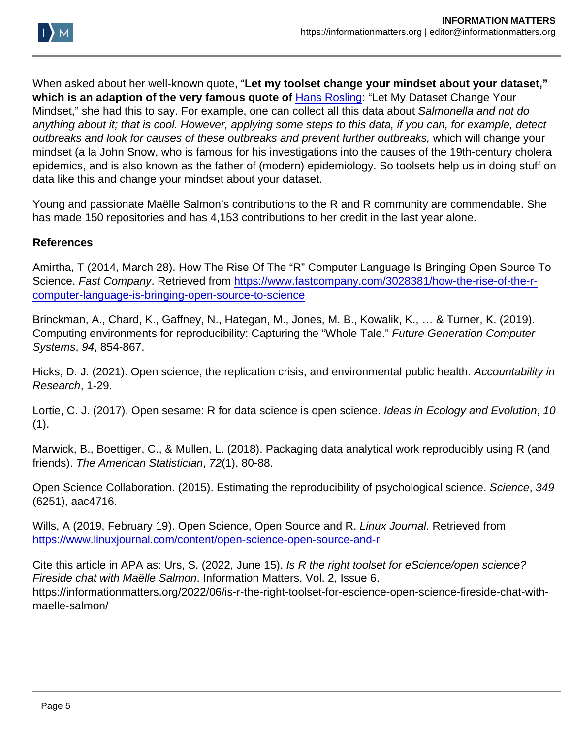When asked about her well-known quote, "**Let my toolset change your mindset about your dataset," which is an adaption of the very famous quote of** [Hans Rosling](): "Let My Dataset Change Your Mindset," she had this to say. For example, one can collect all this data about *Salmonella and not do anything about it; that is cool. However, applying some steps to this data, if you can, for example, detect outbreaks and look for causes of these outbreaks and prevent further outbreaks,* which will change your mindset (a la John Snow, who is famous for his investigations into the causes of the 19th-century cholera epidemics, and is also known as the father of (modern) epidemiology. So toolsets help us in doing stuff on data like this and change your mindset about your dataset.

Young and passionate Maëlle Salmon's contributions to the R and R community are commendable. She has made 150 repositories and has 4,153 contributions to her credit in the last year alone.

**References**

Amirtha, T (2014, March 28). How The Rise Of The "R" Computer Language Is Bringing Open Source To Science. *Fast Company*. Retrieved from https://www.fastcompany.com/3028381/how-the-rise-of-the-r-computer-language-is-bringing-open-source-to-science

Brinckman, A., Chard, K., Gaffney, N., Hategan, M., Jones, M. B., Kowalik, K., … & Turner, K. (2019). Computing environments for reproducibility: Capturing the "Whole Tale." *Future Generation Computer Systems*, *94*, 854-867.

Hicks, D. J. (2021). Open science, the replication crisis, and environmental public health. *Accountability in Research*, 1-29.

Lortie, C. J. (2017). Open sesame: R for data science is open science. *Ideas in Ecology and Evolution*, *10* (1).

Marwick, B., Boettiger, C., & Mullen, L. (2018). Packaging data analytical work reproducibly using R (and friends). *The American Statistician*, *72*(1), 80-88.

Open Science Collaboration. (2015). Estimating the reproducibility of psychological science. *Science*, *349* (6251), aac4716.

Wills, A (2019, February 19). Open Science, Open Source and R. *Linux Journal*. Retrieved from https://www.linuxjournal.com/content/open-science-open-source-and-r

Cite this article in APA as: Urs, S. (2022, June 15). *Is R the right toolset for eScience/open science? Fireside chat with Maëlle Salmon*. Information Matters, Vol. 2, Issue 6. https://informationmatters.org/2022/06/is-r-the-right-toolset-for-escience-open-science-fireside-chat-with-maelle-salmon/